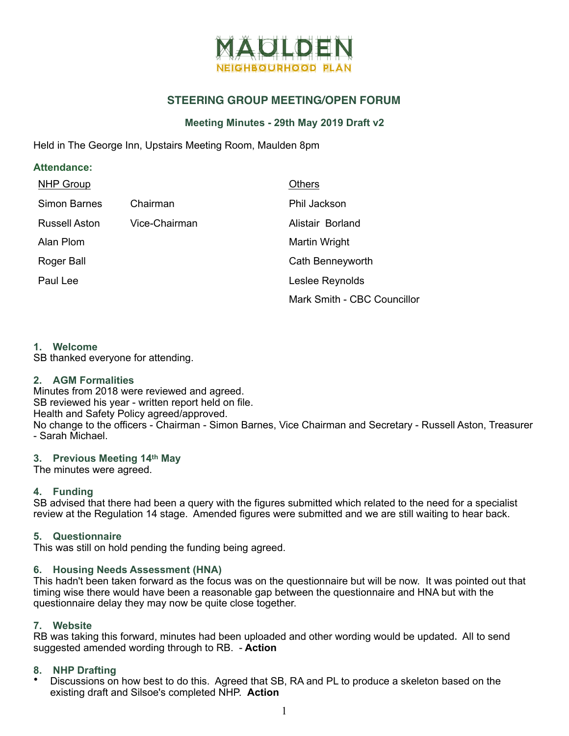# MAULDEN NEIGHBOURHOOD PLAN

## STEERING GROUP MEETING/OPEN FORUM

### Meeting Minutes - 29th May 2019 Draft v2

Held in The George Inn, Upstairs Meeting Room, Maulden 8pm

**Attendance:**

| NHP Group | | Others |
|---|---|---|
| Simon Barnes | Chairman | Phil Jackson |
| Russell Aston | Vice-Chairman | Alistair Borland |
| Alan Plom | | Martin Wright |
| Roger Ball | | Cath Benneyworth |
| Paul Lee | | Leslee Reynolds |
| | | Mark Smith - CBC Councillor |

### 1. Welcome
SB thanked everyone for attending.

### 2. AGM Formalities
Minutes from 2018 were reviewed and agreed.
SB reviewed his year - written report held on file.
Health and Safety Policy agreed/approved.
No change to the officers - Chairman - Simon Barnes, Vice Chairman and Secretary - Russell Aston, Treasurer - Sarah Michael.

### 3. Previous Meeting 14th May
The minutes were agreed.

### 4. Funding
SB advised that there had been a query with the figures submitted which related to the need for a specialist review at the Regulation 14 stage. Amended figures were submitted and we are still waiting to hear back.

### 5. Questionnaire
This was still on hold pending the funding being agreed.

### 6. Housing Needs Assessment (HNA)
This hadn't been taken forward as the focus was on the questionnaire but will be now. It was pointed out that timing wise there would have been a reasonable gap between the questionnaire and HNA but with the questionnaire delay they may now be quite close together.

### 7. Website
RB was taking this forward, minutes had been uploaded and other wording would be updated. All to send suggested amended wording through to RB. - **Action**

### 8. NHP Drafting
- Discussions on how best to do this. Agreed that SB, RA and PL to produce a skeleton based on the existing draft and Silsoe's completed NHP. **Action**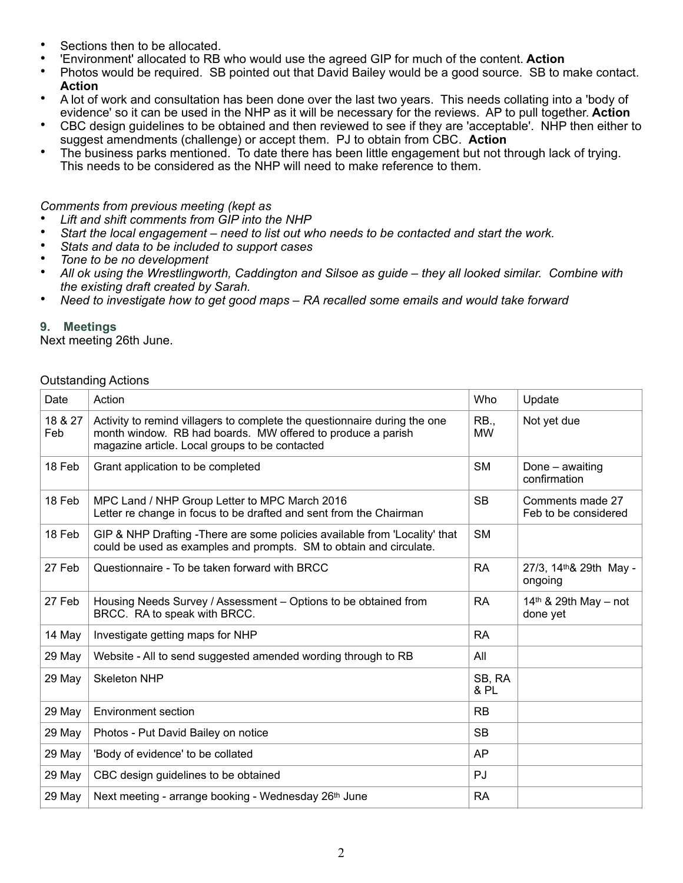- Sections then to be allocated.
- 'Environment' allocated to RB who would use the agreed GIP for much of the content. **Action**
- Photos would be required. SB pointed out that David Bailey would be a good source. SB to make contact. **Action**
- A lot of work and consultation has been done over the last two years. This needs collating into a 'body of evidence' so it can be used in the NHP as it will be necessary for the reviews. AP to pull together. **Action**
- CBC design guidelines to be obtained and then reviewed to see if they are 'acceptable'. NHP then either to suggest amendments (challenge) or accept them. PJ to obtain from CBC. **Action**
- The business parks mentioned. To date there has been little engagement but not through lack of trying. This needs to be considered as the NHP will need to make reference to them.

*Comments from previous meeting (kept as*

- *Lift and shift comments from GIP into the NHP*
- *Start the local engagement – need to list out who needs to be contacted and start the work.*
- *Stats and data to be included to support cases*
- *Tone to be no development*
- *All ok using the Wrestlingworth, Caddington and Silsoe as guide – they all looked similar. Combine with the existing draft created by Sarah.*
- *Need to investigate how to get good maps – RA recalled some emails and would take forward*

### 9. Meetings

Next meeting 26th June.

Outstanding Actions

| Date | Action | Who | Update |
|---|---|---|---|
| 18 & 27 Feb | Activity to remind villagers to complete the questionnaire during the one month window. RB had boards. MW offered to produce a parish magazine article. Local groups to be contacted | RB., MW | Not yet due |
| 18 Feb | Grant application to be completed | SM | Done – awaiting confirmation |
| 18 Feb | MPC Land / NHP Group Letter to MPC March 2016<br>Letter re change in focus to be drafted and sent from the Chairman | SB | Comments made 27 Feb to be considered |
| 18 Feb | GIP & NHP Drafting -There are some policies available from 'Locality' that could be used as examples and prompts. SM to obtain and circulate. | SM | |
| 27 Feb | Questionnaire - To be taken forward with BRCC | RA | 27/3, 14th& 29th May - ongoing |
| 27 Feb | Housing Needs Survey / Assessment – Options to be obtained from BRCC. RA to speak with BRCC. | RA | 14th & 29th May – not done yet |
| 14 May | Investigate getting maps for NHP | RA | |
| 29 May | Website - All to send suggested amended wording through to RB | All | |
| 29 May | Skeleton NHP | SB, RA & PL | |
| 29 May | Environment section | RB | |
| 29 May | Photos - Put David Bailey on notice | SB | |
| 29 May | 'Body of evidence' to be collated | AP | |
| 29 May | CBC design guidelines to be obtained | PJ | |
| 29 May | Next meeting - arrange booking - Wednesday 26th June | RA | |